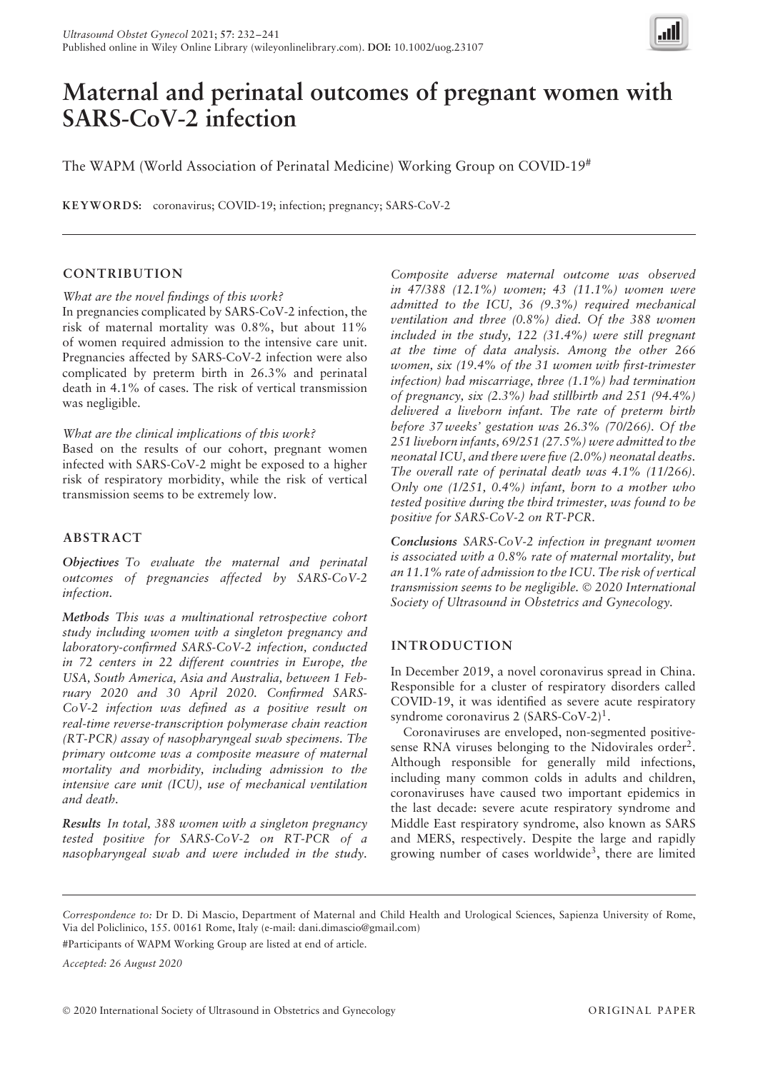# Maternal and perinatal outcomes of pregnant women with SARS-CoV-2 infection

The WAPM (World Association of Perinatal Medicine) Working Group on COVID-19[#]

**KEYWORDS:** coronavirus; COVID-19; infection; pregnancy; SARS-CoV-2

## CONTRIBUTION

*What are the novel findings of this work?*

In pregnancies complicated by SARS-CoV-2 infection, the risk of maternal mortality was 0.8%, but about 11% of women required admission to the intensive care unit. Pregnancies affected by SARS-CoV-2 infection were also complicated by preterm birth in 26.3% and perinatal death in 4.1% of cases. The risk of vertical transmission was negligible.

*What are the clinical implications of this work?*

Based on the results of our cohort, pregnant women infected with SARS-CoV-2 might be exposed to a higher risk of respiratory morbidity, while the risk of vertical transmission seems to be extremely low.

## ABSTRACT

***Objectives*** *To evaluate the maternal and perinatal outcomes of pregnancies affected by SARS-CoV-2 infection.*

***Methods*** *This was a multinational retrospective cohort study including women with a singleton pregnancy and laboratory-confirmed SARS-CoV-2 infection, conducted in 72 centers in 22 different countries in Europe, the USA, South America, Asia and Australia, between 1 February 2020 and 30 April 2020. Confirmed SARS-CoV-2 infection was defined as a positive result on real-time reverse-transcription polymerase chain reaction (RT-PCR) assay of nasopharyngeal swab specimens. The primary outcome was a composite measure of maternal mortality and morbidity, including admission to the intensive care unit (ICU), use of mechanical ventilation and death.*

***Results*** *In total, 388 women with a singleton pregnancy tested positive for SARS-CoV-2 on RT-PCR of a nasopharyngeal swab and were included in the study. Composite adverse maternal outcome was observed in 47/388 (12.1%) women; 43 (11.1%) women were admitted to the ICU, 36 (9.3%) required mechanical ventilation and three (0.8%) died. Of the 388 women included in the study, 122 (31.4%) were still pregnant at the time of data analysis. Among the other 266 women, six (19.4% of the 31 women with first-trimester infection) had miscarriage, three (1.1%) had termination of pregnancy, six (2.3%) had stillbirth and 251 (94.4%) delivered a liveborn infant. The rate of preterm birth before 37 weeks' gestation was 26.3% (70/266). Of the 251 liveborn infants, 69/251 (27.5%) were admitted to the neonatal ICU, and there were five (2.0%) neonatal deaths. The overall rate of perinatal death was 4.1% (11/266). Only one (1/251, 0.4%) infant, born to a mother who tested positive during the third trimester, was found to be positive for SARS-CoV-2 on RT-PCR.*

***Conclusions*** *SARS-CoV-2 infection in pregnant women is associated with a 0.8% rate of maternal mortality, but an 11.1% rate of admission to the ICU. The risk of vertical transmission seems to be negligible. © 2020 International Society of Ultrasound in Obstetrics and Gynecology.*

## INTRODUCTION

In December 2019, a novel coronavirus spread in China. Responsible for a cluster of respiratory disorders called COVID-19, it was identified as severe acute respiratory syndrome coronavirus 2 (SARS-CoV-2)[1].

Coronaviruses are enveloped, non-segmented positive-sense RNA viruses belonging to the Nidovirales order[2]. Although responsible for generally mild infections, including many common colds in adults and children, coronaviruses have caused two important epidemics in the last decade: severe acute respiratory syndrome and Middle East respiratory syndrome, also known as SARS and MERS, respectively. Despite the large and rapidly growing number of cases worldwide[3], there are limited

*Correspondence to:* Dr D. Di Mascio, Department of Maternal and Child Health and Urological Sciences, Sapienza University of Rome, Via del Policlinico, 155. 00161 Rome, Italy (e-mail: dani.dimascio@gmail.com)

#Participants of WAPM Working Group are listed at end of article.

*Accepted: 26 August 2020*

© 2020 International Society of Ultrasound in Obstetrics and Gynecology — ORIGINAL PAPER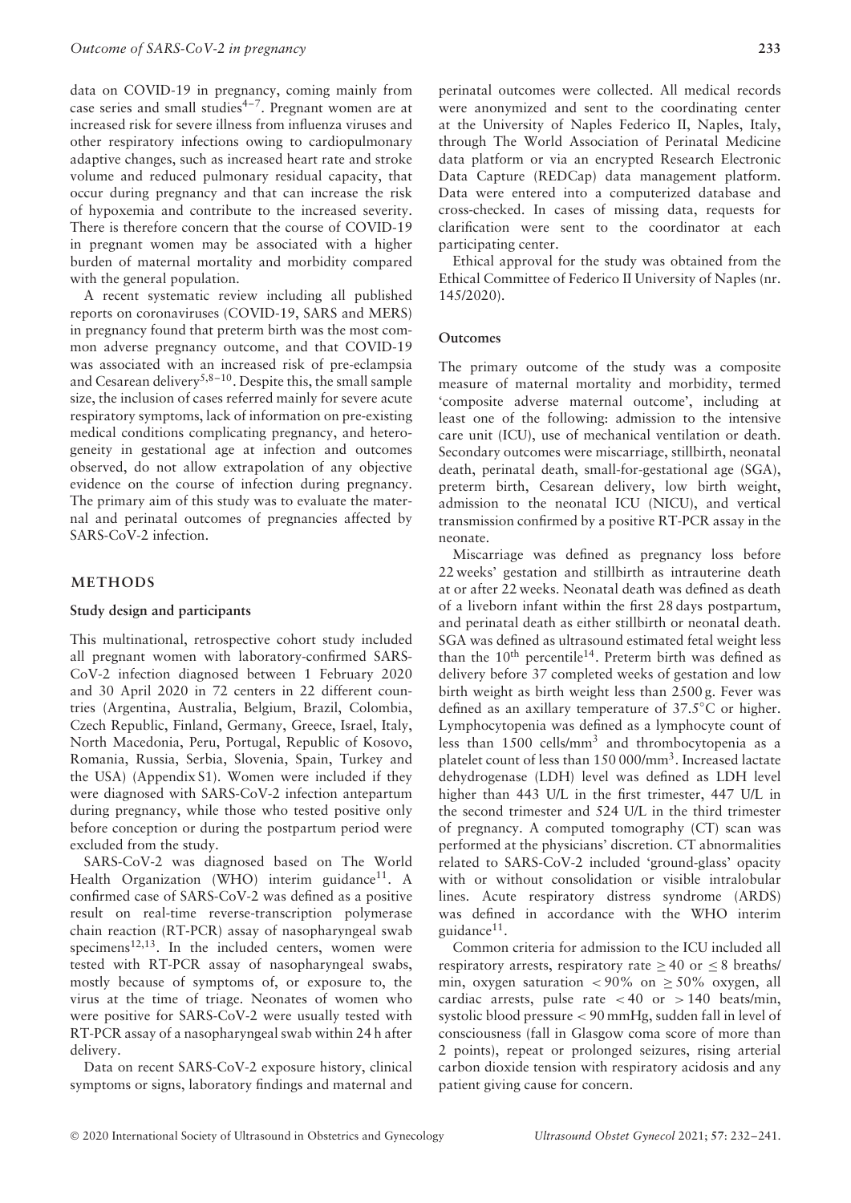data on COVID-19 in pregnancy, coming mainly from case series and small studies[4–7]. Pregnant women are at increased risk for severe illness from influenza viruses and other respiratory infections owing to cardiopulmonary adaptive changes, such as increased heart rate and stroke volume and reduced pulmonary residual capacity, that occur during pregnancy and that can increase the risk of hypoxemia and contribute to the increased severity. There is therefore concern that the course of COVID-19 in pregnant women may be associated with a higher burden of maternal mortality and morbidity compared with the general population.

A recent systematic review including all published reports on coronaviruses (COVID-19, SARS and MERS) in pregnancy found that preterm birth was the most common adverse pregnancy outcome, and that COVID-19 was associated with an increased risk of pre-eclampsia and Cesarean delivery[5,8–10]. Despite this, the small sample size, the inclusion of cases referred mainly for severe acute respiratory symptoms, lack of information on pre-existing medical conditions complicating pregnancy, and heterogeneity in gestational age at infection and outcomes observed, do not allow extrapolation of any objective evidence on the course of infection during pregnancy. The primary aim of this study was to evaluate the maternal and perinatal outcomes of pregnancies affected by SARS-CoV-2 infection.

## METHODS

### Study design and participants

This multinational, retrospective cohort study included all pregnant women with laboratory-confirmed SARS-CoV-2 infection diagnosed between 1 February 2020 and 30 April 2020 in 72 centers in 22 different countries (Argentina, Australia, Belgium, Brazil, Colombia, Czech Republic, Finland, Germany, Greece, Israel, Italy, North Macedonia, Peru, Portugal, Republic of Kosovo, Romania, Russia, Serbia, Slovenia, Spain, Turkey and the USA) (Appendix S1). Women were included if they were diagnosed with SARS-CoV-2 infection antepartum during pregnancy, while those who tested positive only before conception or during the postpartum period were excluded from the study.

SARS-CoV-2 was diagnosed based on The World Health Organization (WHO) interim guidance[11]. A confirmed case of SARS-CoV-2 was defined as a positive result on real-time reverse-transcription polymerase chain reaction (RT-PCR) assay of nasopharyngeal swab specimens[12,13]. In the included centers, women were tested with RT-PCR assay of nasopharyngeal swabs, mostly because of symptoms of, or exposure to, the virus at the time of triage. Neonates of women who were positive for SARS-CoV-2 were usually tested with RT-PCR assay of a nasopharyngeal swab within 24 h after delivery.

Data on recent SARS-CoV-2 exposure history, clinical symptoms or signs, laboratory findings and maternal and perinatal outcomes were collected. All medical records were anonymized and sent to the coordinating center at the University of Naples Federico II, Naples, Italy, through The World Association of Perinatal Medicine data platform or via an encrypted Research Electronic Data Capture (REDCap) data management platform. Data were entered into a computerized database and cross-checked. In cases of missing data, requests for clarification were sent to the coordinator at each participating center.

Ethical approval for the study was obtained from the Ethical Committee of Federico II University of Naples (nr. 145/2020).

### Outcomes

The primary outcome of the study was a composite measure of maternal mortality and morbidity, termed 'composite adverse maternal outcome', including at least one of the following: admission to the intensive care unit (ICU), use of mechanical ventilation or death. Secondary outcomes were miscarriage, stillbirth, neonatal death, perinatal death, small-for-gestational age (SGA), preterm birth, Cesarean delivery, low birth weight, admission to the neonatal ICU (NICU), and vertical transmission confirmed by a positive RT-PCR assay in the neonate.

Miscarriage was defined as pregnancy loss before 22 weeks' gestation and stillbirth as intrauterine death at or after 22 weeks. Neonatal death was defined as death of a liveborn infant within the first 28 days postpartum, and perinatal death as either stillbirth or neonatal death. SGA was defined as ultrasound estimated fetal weight less than the $10^{th}$ percentile[14]. Preterm birth was defined as delivery before 37 completed weeks of gestation and low birth weight as birth weight less than 2500 g. Fever was defined as an axillary temperature of 37.5°C or higher. Lymphocytopenia was defined as a lymphocyte count of less than 1500 cells/$mm^3$ and thrombocytopenia as a platelet count of less than 150 000/$mm^3$. Increased lactate dehydrogenase (LDH) level was defined as LDH level higher than 443 U/L in the first trimester, 447 U/L in the second trimester and 524 U/L in the third trimester of pregnancy. A computed tomography (CT) scan was performed at the physicians' discretion. CT abnormalities related to SARS-CoV-2 included 'ground-glass' opacity with or without consolidation or visible intralobular lines. Acute respiratory distress syndrome (ARDS) was defined in accordance with the WHO interim guidance[11].

Common criteria for admission to the ICU included all respiratory arrests, respiratory rate $\geq 40$ or $\leq 8$ breaths/min, oxygen saturation $< 90\%$ on $\geq 50\%$ oxygen, all cardiac arrests, pulse rate $< 40$ or $> 140$ beats/min, systolic blood pressure $< 90$ mmHg, sudden fall in level of consciousness (fall in Glasgow coma score of more than 2 points), repeat or prolonged seizures, rising arterial carbon dioxide tension with respiratory acidosis and any patient giving cause for concern.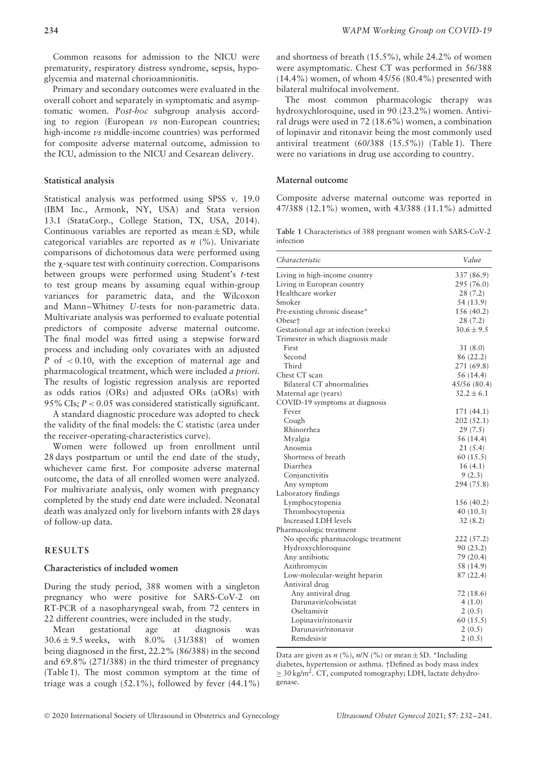Common reasons for admission to the NICU were prematurity, respiratory distress syndrome, sepsis, hypoglycemia and maternal chorioamnionitis.

Primary and secondary outcomes were evaluated in the overall cohort and separately in symptomatic and asymptomatic women. *Post-hoc* subgroup analysis according to region (European *vs* non-European countries; high-income *vs* middle-income countries) was performed for composite adverse maternal outcome, admission to the ICU, admission to the NICU and Cesarean delivery.

### Statistical analysis

Statistical analysis was performed using SPSS v. 19.0 (IBM Inc., Armonk, NY, USA) and Stata version 13.1 (StataCorp., College Station, TX, USA, 2014). Continuous variables are reported as mean ± SD, while categorical variables are reported as *n* (%). Univariate comparisons of dichotomous data were performed using the $\chi$-square test with continuity correction. Comparisons between groups were performed using Student's *t*-test to test group means by assuming equal within-group variances for parametric data, and the Wilcoxon and Mann–Whitney *U*-tests for non-parametric data. Multivariate analysis was performed to evaluate potential predictors of composite adverse maternal outcome. The final model was fitted using a stepwise forward process and including only covariates with an adjusted $P$ of $< 0.10$, with the exception of maternal age and pharmacological treatment, which were included *a priori*. The results of logistic regression analysis are reported as odds ratios (ORs) and adjusted ORs (aORs) with 95% CIs; $P < 0.05$ was considered statistically significant.

A standard diagnostic procedure was adopted to check the validity of the final models: the C statistic (area under the receiver-operating-characteristics curve).

Women were followed up from enrollment until 28 days postpartum or until the end date of the study, whichever came first. For composite adverse maternal outcome, the data of all enrolled women were analyzed. For multivariate analysis, only women with pregnancy completed by the study end date were included. Neonatal death was analyzed only for liveborn infants with 28 days of follow-up data.

## RESULTS

### Characteristics of included women

During the study period, 388 women with a singleton pregnancy who were positive for SARS-CoV-2 on RT-PCR of a nasopharyngeal swab, from 72 centers in 22 different countries, were included in the study.

Mean gestational age at diagnosis was 30.6 ± 9.5 weeks, with 8.0% (31/388) of women being diagnosed in the first, 22.2% (86/388) in the second and 69.8% (271/388) in the third trimester of pregnancy (Table 1). The most common symptom at the time of triage was a cough (52.1%), followed by fever (44.1%) and shortness of breath (15.5%), while 24.2% of women were asymptomatic. Chest CT was performed in 56/388 (14.4%) women, of whom 45/56 (80.4%) presented with bilateral multifocal involvement.

The most common pharmacologic therapy was hydroxychloroquine, used in 90 (23.2%) women. Antiviral drugs were used in 72 (18.6%) women, a combination of lopinavir and ritonavir being the most commonly used antiviral treatment (60/388 (15.5%)) (Table 1). There were no variations in drug use according to country.

### Maternal outcome

Composite adverse maternal outcome was reported in 47/388 (12.1%) women, with 43/388 (11.1%) admitted

**Table 1** Characteristics of 388 pregnant women with SARS-CoV-2 infection

| Characteristic | Value |
|---|---|
| Living in high-income country | 337 (86.9) |
| Living in European country | 295 (76.0) |
| Healthcare worker | 28 (7.2) |
| Smoker | 54 (13.9) |
| Pre-existing chronic disease* | 156 (40.2) |
| Obese† | 28 (7.2) |
| Gestational age at infection (weeks) | 30.6 ± 9.5 |
| Trimester in which diagnosis made | |
| First | 31 (8.0) |
| Second | 86 (22.2) |
| Third | 271 (69.8) |
| Chest CT scan | 56 (14.4) |
| Bilateral CT abnormalities | 45/56 (80.4) |
| Maternal age (years) | 32.2 ± 6.1 |
| COVID-19 symptoms at diagnosis | |
| Fever | 171 (44.1) |
| Cough | 202 (52.1) |
| Rhinorrhea | 29 (7.5) |
| Myalgia | 56 (14.4) |
| Anosmia | 21 (5.4) |
| Shortness of breath | 60 (15.5) |
| Diarrhea | 16 (4.1) |
| Conjunctivitis | 9 (2.3) |
| Any symptom | 294 (75.8) |
| Laboratory findings | |
| Lymphocytopenia | 156 (40.2) |
| Thrombocytopenia | 40 (10.3) |
| Increased LDH levels | 32 (8.2) |
| Pharmacologic treatment | |
| No specific pharmacologic treatment | 222 (57.2) |
| Hydroxychloroquine | 90 (23.2) |
| Any antibiotic | 79 (20.4) |
| Azithromycin | 58 (14.9) |
| Low-molecular-weight heparin | 87 (22.4) |
| Antiviral drug | |
| Any antiviral drug | 72 (18.6) |
| Darunavir/cobicistat | 4 (1.0) |
| Oseltamivir | 2 (0.5) |
| Lopinavir/ritonavir | 60 (15.5) |
| Darunavir/ritonavir | 2 (0.5) |
| Remdesivir | 2 (0.5) |

Data are given as *n* (%), *n*/*N* (%) or mean ± SD. *Including diabetes, hypertension or asthma. †Defined as body mass index $\geq 30\,kg/m^2$. CT, computed tomography; LDH, lactate dehydrogenase.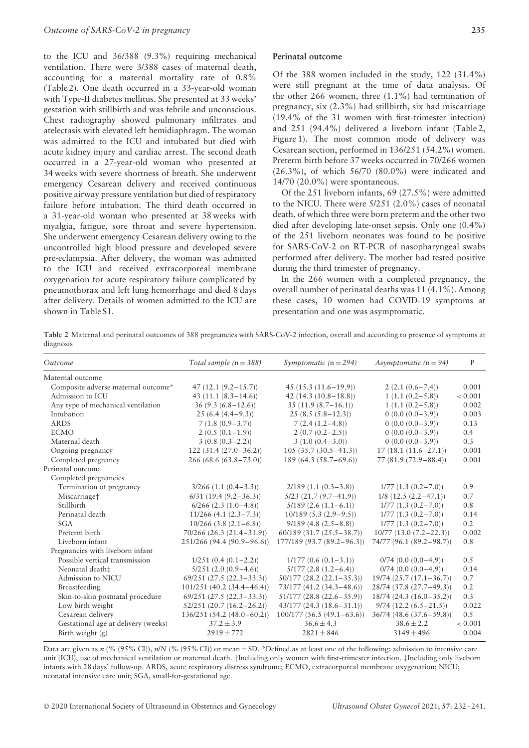to the ICU and 36/388 (9.3%) requiring mechanical ventilation. There were 3/388 cases of maternal death, accounting for a maternal mortality rate of 0.8% (Table 2). One death occurred in a 33-year-old woman with Type-II diabetes mellitus. She presented at 33 weeks' gestation with stillbirth and was febrile and unconscious. Chest radiography showed pulmonary infiltrates and atelectasis with elevated left hemidiaphragm. The woman was admitted to the ICU and intubated but died with acute kidney injury and cardiac arrest. The second death occurred in a 27-year-old woman who presented at 34 weeks with severe shortness of breath. She underwent emergency Cesarean delivery and received continuous positive airway pressure ventilation but died of respiratory failure before intubation. The third death occurred in a 31-year-old woman who presented at 38 weeks with myalgia, fatigue, sore throat and severe hypertension. She underwent emergency Cesarean delivery owing to the uncontrolled high blood pressure and developed severe pre-eclampsia. After delivery, the woman was admitted to the ICU and received extracorporeal membrane oxygenation for acute respiratory failure complicated by pneumothorax and left lung hemorrhage and died 8 days after delivery. Details of women admitted to the ICU are shown in Table S1.

## Perinatal outcome

Of the 388 women included in the study, 122 (31.4%) were still pregnant at the time of data analysis. Of the other 266 women, three (1.1%) had termination of pregnancy, six (2.3%) had stillbirth, six had miscarriage (19.4% of the 31 women with first-trimester infection) and 251 (94.4%) delivered a liveborn infant (Table 2, Figure 1). The most common mode of delivery was Cesarean section, performed in 136/251 (54.2%) women. Preterm birth before 37 weeks occurred in 70/266 women (26.3%), of which 56/70 (80.0%) were indicated and 14/70 (20.0%) were spontaneous.

Of the 251 liveborn infants, 69 (27.5%) were admitted to the NICU. There were 5/251 (2.0%) cases of neonatal death, of which three were born preterm and the other two died after developing late-onset sepsis. Only one (0.4%) of the 251 liveborn neonates was found to be positive for SARS-CoV-2 on RT-PCR of nasopharyngeal swabs performed after delivery. The mother had tested positive during the third trimester of pregnancy.

In the 266 women with a completed pregnancy, the overall number of perinatal deaths was 11 (4.1%). Among these cases, 10 women had COVID-19 symptoms at presentation and one was asymptomatic.

**Table 2** Maternal and perinatal outcomes of 388 pregnancies with SARS-CoV-2 infection, overall and according to presence of symptoms at diagnosis

| *Outcome* | *Total sample (n = 388)* | *Symptomatic (n = 294)* | *Asymptomatic (n = 94)* | P |
|---|---|---|---|---|
| Maternal outcome | | | | |
| Composite adverse maternal outcome* | 47 (12.1 (9.2–15.7)) | 45 (15.3 (11.6–19.9)) | 2 (2.1 (0.6–7.4)) | 0.001 |
| Admission to ICU | 43 (11.1 (8.3–14.6)) | 42 (14.3 (10.8–18.8)) | 1 (1.1 (0.2–5.8)) | < 0.001 |
| Any type of mechanical ventilation | 36 (9.3 (6.8–12.6)) | 35 (11.9 (8.7–16.1)) | 1 (1.1 (0.2–5.8)) | 0.002 |
| Intubation | 25 (6.4 (4.4–9.3)) | 25 (8.5 (5.8–12.3)) | 0 (0.0 (0.0–3.9)) | 0.003 |
| ARDS | 7 (1.8 (0.9–3.7)) | 7 (2.4 (1.2–4.8)) | 0 (0.0 (0.0–3.9)) | 0.13 |
| ECMO | 2 (0.5 (0.1–1.9)) | 2 (0.7 (0.2–2.5)) | 0 (0.0 (0.0–3.9)) | 0.4 |
| Maternal death | 3 (0.8 (0.3–2.2)) | 3 (1.0 (0.4–3.0)) | 0 (0.0 (0.0–3.9)) | 0.3 |
| Ongoing pregnancy | 122 (31.4 (27.0–36.2)) | 105 (35.7 (30.5–41.3)) | 17 (18.1 (11.6–27.1)) | 0.001 |
| Completed pregnancy | 266 (68.6 (63.8–73.0)) | 189 (64.3 (58.7–69.6)) | 77 (81.9 (72.9–88.4)) | 0.001 |
| Perinatal outcome | | | | |
| Completed pregnancies | | | | |
| Termination of pregnancy | 3/266 (1.1 (0.4–3.3)) | 2/189 (1.1 (0.3–3.8)) | 1/77 (1.3 (0.2–7.0)) | 0.9 |
| Miscarriage† | 6/31 (19.4 (9.2–36.3)) | 5/23 (21.7 (9.7–41.9)) | 1/8 (12.5 (2.2–47.1)) | 0.7 |
| Stillbirth | 6/266 (2.3 (1.0–4.8)) | 5/189 (2.6 (1.1–6.1)) | 1/77 (1.3 (0.2–7.0)) | 0.8 |
| Perinatal death | 11/266 (4.1 (2.3–7.3)) | 10/189 (5.3 (2.9–9.5)) | 1/77 (1.3 (0.2–7.0)) | 0.14 |
| SGA | 10/266 (3.8 (2.1–6.8)) | 9/189 (4.8 (2.5–8.8)) | 1/77 (1.3 (0.2–7.0)) | 0.2 |
| Preterm birth | 70/266 (26.3 (21.4–31.9)) | 60/189 (31.7 (25.5–38.7)) | 10/77 (13.0 (7.2–22.3)) | 0.002 |
| Liveborn infant | 251/266 (94.4 (90.9–96.6)) | 177/189 (93.7 (89.2–96.3)) | 74/77 (96.1 (89.2–98.7)) | 0.8 |
| Pregnancies with liveborn infant | | | | |
| Possible vertical transmission | 1/251 (0.4 (0.1–2.2)) | 1/177 (0.6 (0.1–3.1)) | 0/74 (0.0 (0.0–4.9)) | 0.5 |
| Neonatal death‡ | 5/251 (2.0 (0.9–4.6)) | 5/177 (2.8 (1.2–6.4)) | 0/74 (0.0 (0.0–4.9)) | 0.14 |
| Admission to NICU | 69/251 (27.5 (22.3–33.3)) | 50/177 (28.2 (22.1–35.3)) | 19/74 (25.7 (17.1–36.7)) | 0.7 |
| Breastfeeding | 101/251 (40.2 (34.4–46.4)) | 73/177 (41.2 (34.3–48.6)) | 28/74 (37.8 (27.7–49.3)) | 0.2 |
| Skin-to-skin postnatal procedure | 69/251 (27.5 (22.3–33.3)) | 51/177 (28.8 (22.6–35.9)) | 18/74 (24.3 (16.0–35.2)) | 0.3 |
| Low birth weight | 52/251 (20.7 (16.2–26.2)) | 43/177 (24.3 (18.6–31.1)) | 9/74 (12.2 (6.5–21.5)) | 0.022 |
| Cesarean delivery | 136/251 (54.2 (48.0–60.2)) | 100/177 (56.5 (49.1–63.6)) | 36/74 (48.6 (37.6–59.8)) | 0.5 |
| Gestational age at delivery (weeks) | 37.2 ± 3.9 | 36.6 ± 4.3 | 38.6 ± 2.2 | < 0.001 |
| Birth weight (g) | 2919 ± 772 | 2821 ± 846 | 3149 ± 496 | 0.004 |

Data are given as *n* (% (95% CI)), *n*/*N* (% (95% CI)) or mean ± SD. *Defined as at least one of the following: admission to intensive care unit (ICU), use of mechanical ventilation or maternal death. †Including only women with first-trimester infection. ‡Including only liveborn infants with 28 days' follow-up. ARDS, acute respiratory distress syndrome; ECMO, extracorporeal membrane oxygenation; NICU, neonatal intensive care unit; SGA, small-for-gestational age.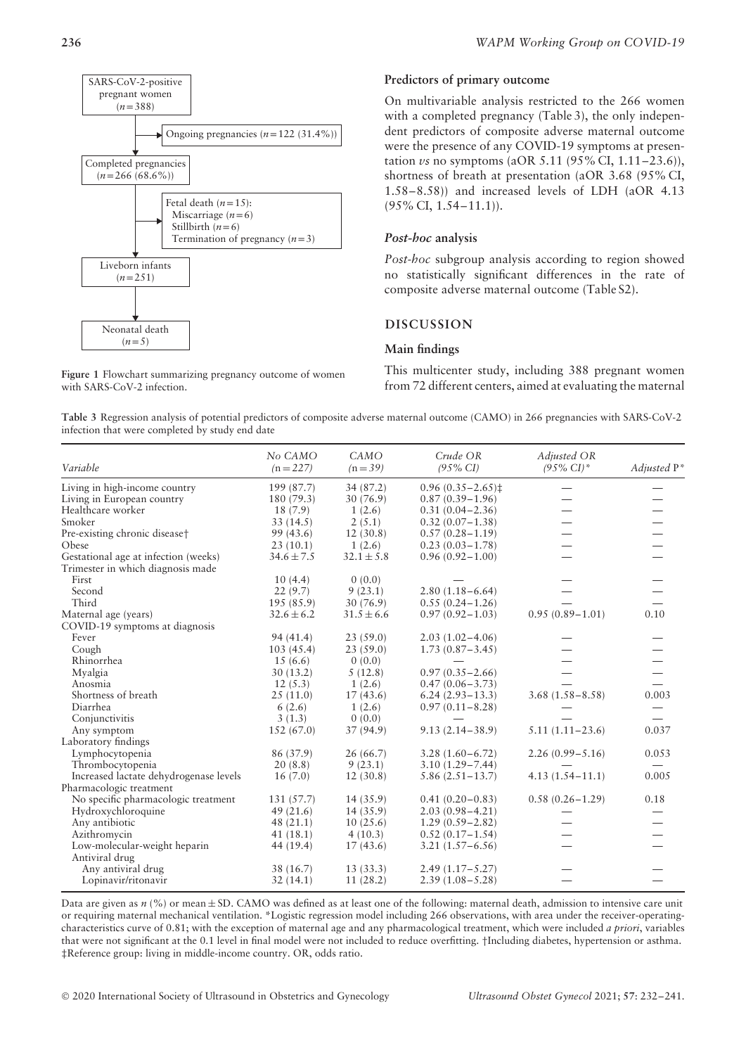SARS-CoV-2-positive pregnant women ($n = 388$)

→ Ongoing pregnancies ($n = 122$ (31.4%))

Completed pregnancies ($n = 266$ (68.6%))

→ Fetal death ($n = 15$):
- Miscarriage ($n = 6$)
- Stillbirth ($n = 6$)
- Termination of pregnancy ($n = 3$)

Liveborn infants ($n = 251$)

Neonatal death ($n = 5$)

**Figure 1** Flowchart summarizing pregnancy outcome of women with SARS-CoV-2 infection.

### Predictors of primary outcome

On multivariable analysis restricted to the 266 women with a completed pregnancy (Table 3), the only independent predictors of composite adverse maternal outcome were the presence of any COVID-19 symptoms at presentation *vs* no symptoms (aOR 5.11 (95% CI, 1.11–23.6)), shortness of breath at presentation (aOR 3.68 (95% CI, 1.58–8.58)) and increased levels of LDH (aOR 4.13 (95% CI, 1.54–11.1)).

### *Post-hoc* analysis

*Post-hoc* subgroup analysis according to region showed no statistically significant differences in the rate of composite adverse maternal outcome (Table S2).

## DISCUSSION

### Main findings

This multicenter study, including 388 pregnant women from 72 different centers, aimed at evaluating the maternal

**Table 3** Regression analysis of potential predictors of composite adverse maternal outcome (CAMO) in 266 pregnancies with SARS-CoV-2 infection that were completed by study end date

| Variable | No CAMO (n = 227) | CAMO (n = 39) | Crude OR (95% CI) | Adjusted OR (95% CI)* | Adjusted P* |
|---|---|---|---|---|---|
| Living in high-income country | 199 (87.7) | 34 (87.2) | 0.96 (0.35–2.65)‡ | — | — |
| Living in European country | 180 (79.3) | 30 (76.9) | 0.87 (0.39–1.96) | — | — |
| Healthcare worker | 18 (7.9) | 1 (2.6) | 0.31 (0.04–2.36) | — | — |
| Smoker | 33 (14.5) | 2 (5.1) | 0.32 (0.07–1.38) | — | — |
| Pre-existing chronic disease† | 99 (43.6) | 12 (30.8) | 0.57 (0.28–1.19) | — | — |
| Obese | 23 (10.1) | 1 (2.6) | 0.23 (0.03–1.78) | — | — |
| Gestational age at infection (weeks) | 34.6 ± 7.5 | 32.1 ± 5.8 | 0.96 (0.92–1.00) | — | — |
| Trimester in which diagnosis made | | | | | |
| First | 10 (4.4) | 0 (0.0) | — | — | — |
| Second | 22 (9.7) | 9 (23.1) | 2.80 (1.18–6.64) | — | — |
| Third | 195 (85.9) | 30 (76.9) | 0.55 (0.24–1.26) | — | — |
| Maternal age (years) | 32.6 ± 6.2 | 31.5 ± 6.6 | 0.97 (0.92–1.03) | 0.95 (0.89–1.01) | 0.10 |
| COVID-19 symptoms at diagnosis | | | | | |
| Fever | 94 (41.4) | 23 (59.0) | 2.03 (1.02–4.06) | — | — |
| Cough | 103 (45.4) | 23 (59.0) | 1.73 (0.87–3.45) | — | — |
| Rhinorrhea | 15 (6.6) | 0 (0.0) | — | — | — |
| Myalgia | 30 (13.2) | 5 (12.8) | 0.97 (0.35–2.66) | — | — |
| Anosmia | 12 (5.3) | 1 (2.6) | 0.47 (0.06–3.73) | — | — |
| Shortness of breath | 25 (11.0) | 17 (43.6) | 6.24 (2.93–13.3) | 3.68 (1.58–8.58) | 0.003 |
| Diarrhea | 6 (2.6) | 1 (2.6) | 0.97 (0.11–8.28) | — | — |
| Conjunctivitis | 3 (1.3) | 0 (0.0) | — | — | — |
| Any symptom | 152 (67.0) | 37 (94.9) | 9.13 (2.14–38.9) | 5.11 (1.11–23.6) | 0.037 |
| Laboratory findings | | | | | |
| Lymphocytopenia | 86 (37.9) | 26 (66.7) | 3.28 (1.60–6.72) | 2.26 (0.99–5.16) | 0.053 |
| Thrombocytopenia | 20 (8.8) | 9 (23.1) | 3.10 (1.29–7.44) | — | — |
| Increased lactate dehydrogenase levels | 16 (7.0) | 12 (30.8) | 5.86 (2.51–13.7) | 4.13 (1.54–11.1) | 0.005 |
| Pharmacologic treatment | | | | | |
| No specific pharmacologic treatment | 131 (57.7) | 14 (35.9) | 0.41 (0.20–0.83) | 0.58 (0.26–1.29) | 0.18 |
| Hydroxychloroquine | 49 (21.6) | 14 (35.9) | 2.03 (0.98–4.21) | — | — |
| Any antibiotic | 48 (21.1) | 10 (25.6) | 1.29 (0.59–2.82) | — | — |
| Azithromycin | 41 (18.1) | 4 (10.3) | 0.52 (0.17–1.54) | — | — |
| Low-molecular-weight heparin | 44 (19.4) | 17 (43.6) | 3.21 (1.57–6.56) | — | — |
| Antiviral drug | | | | | |
| Any antiviral drug | 38 (16.7) | 13 (33.3) | 2.49 (1.17–5.27) | — | — |
| Lopinavir/ritonavir | 32 (14.1) | 11 (28.2) | 2.39 (1.08–5.28) | — | — |

Data are given as *n* (%) or mean ± SD. CAMO was defined as at least one of the following: maternal death, admission to intensive care unit or requiring maternal mechanical ventilation. *Logistic regression model including 266 observations, with area under the receiver-operating-characteristics curve of 0.81; with the exception of maternal age and any pharmacological treatment, which were included *a priori*, variables that were not significant at the 0.1 level in final model were not included to reduce overfitting. †Including diabetes, hypertension or asthma. ‡Reference group: living in middle-income country. OR, odds ratio.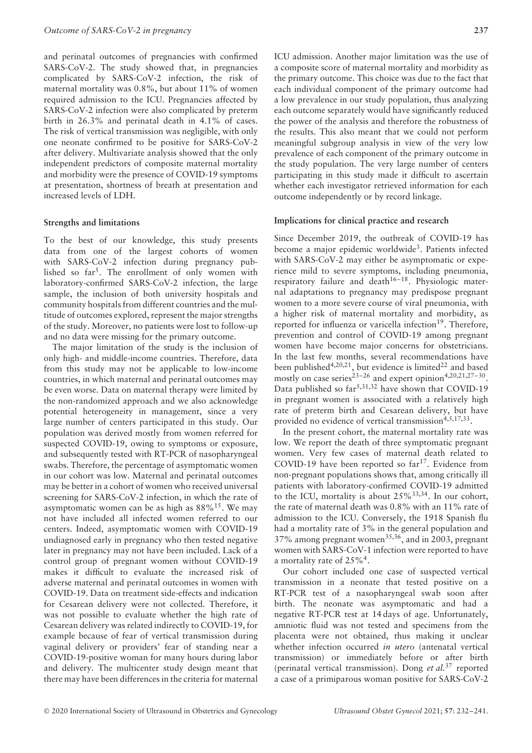and perinatal outcomes of pregnancies with confirmed SARS-CoV-2. The study showed that, in pregnancies complicated by SARS-CoV-2 infection, the risk of maternal mortality was 0.8%, but about 11% of women required admission to the ICU. Pregnancies affected by SARS-CoV-2 infection were also complicated by preterm birth in 26.3% and perinatal death in 4.1% of cases. The risk of vertical transmission was negligible, with only one neonate confirmed to be positive for SARS-CoV-2 after delivery. Multivariate analysis showed that the only independent predictors of composite maternal mortality and morbidity were the presence of COVID-19 symptoms at presentation, shortness of breath at presentation and increased levels of LDH.

### Strengths and limitations

To the best of our knowledge, this study presents data from one of the largest cohorts of women with SARS-CoV-2 infection during pregnancy published so far[5]. The enrollment of only women with laboratory-confirmed SARS-CoV-2 infection, the large sample, the inclusion of both university hospitals and community hospitals from different countries and the multitude of outcomes explored, represent the major strengths of the study. Moreover, no patients were lost to follow-up and no data were missing for the primary outcome.

The major limitation of the study is the inclusion of only high- and middle-income countries. Therefore, data from this study may not be applicable to low-income countries, in which maternal and perinatal outcomes may be even worse. Data on maternal therapy were limited by the non-randomized approach and we also acknowledge potential heterogeneity in management, since a very large number of centers participated in this study. Our population was derived mostly from women referred for suspected COVID-19, owing to symptoms or exposure, and subsequently tested with RT-PCR of nasopharyngeal swabs. Therefore, the percentage of asymptomatic women in our cohort was low. Maternal and perinatal outcomes may be better in a cohort of women who received universal screening for SARS-CoV-2 infection, in which the rate of asymptomatic women can be as high as 88%[15]. We may not have included all infected women referred to our centers. Indeed, asymptomatic women with COVID-19 undiagnosed early in pregnancy who then tested negative later in pregnancy may not have been included. Lack of a control group of pregnant women without COVID-19 makes it difficult to evaluate the increased risk of adverse maternal and perinatal outcomes in women with COVID-19. Data on treatment side-effects and indication for Cesarean delivery were not collected. Therefore, it was not possible to evaluate whether the high rate of Cesarean delivery was related indirectly to COVID-19, for example because of fear of vertical transmission during vaginal delivery or providers' fear of standing near a COVID-19-positive woman for many hours during labor and delivery. The multicenter study design meant that there may have been differences in the criteria for maternal ICU admission. Another major limitation was the use of a composite score of maternal mortality and morbidity as the primary outcome. This choice was due to the fact that each individual component of the primary outcome had a low prevalence in our study population, thus analyzing each outcome separately would have significantly reduced the power of the analysis and therefore the robustness of the results. This also meant that we could not perform meaningful subgroup analysis in view of the very low prevalence of each component of the primary outcome in the study population. The very large number of centers participating in this study made it difficult to ascertain whether each investigator retrieved information for each outcome independently or by record linkage.

### Implications for clinical practice and research

Since December 2019, the outbreak of COVID-19 has become a major epidemic worldwide[3]. Patients infected with SARS-CoV-2 may either be asymptomatic or experience mild to severe symptoms, including pneumonia, respiratory failure and death[16–18]. Physiologic maternal adaptations to pregnancy may predispose pregnant women to a more severe course of viral pneumonia, with a higher risk of maternal mortality and morbidity, as reported for influenza or varicella infection[19]. Therefore, prevention and control of COVID-19 among pregnant women have become major concerns for obstetricians. In the last few months, several recommendations have been published[4,20,21], but evidence is limited[22] and based mostly on case series[23–26] and expert opinion[4,20,21,27–30]. Data published so far[5,31,32] have shown that COVID-19 in pregnant women is associated with a relatively high rate of preterm birth and Cesarean delivery, but have provided no evidence of vertical transmission[4,5,17,33].

In the present cohort, the maternal mortality rate was low. We report the death of three symptomatic pregnant women. Very few cases of maternal death related to COVID-19 have been reported so far[17]. Evidence from non-pregnant populations shows that, among critically ill patients with laboratory-confirmed COVID-19 admitted to the ICU, mortality is about 25%[33,34]. In our cohort, the rate of maternal death was 0.8% with an 11% rate of admission to the ICU. Conversely, the 1918 Spanish flu had a mortality rate of 3% in the general population and 37% among pregnant women[35,36], and in 2003, pregnant women with SARS-CoV-1 infection were reported to have a mortality rate of 25%[4].

Our cohort included one case of suspected vertical transmission in a neonate that tested positive on a RT-PCR test of a nasopharyngeal swab soon after birth. The neonate was asymptomatic and had a negative RT-PCR test at 14 days of age. Unfortunately, amniotic fluid was not tested and specimens from the placenta were not obtained, thus making it unclear whether infection occurred *in utero* (antenatal vertical transmission) or immediately before or after birth (perinatal vertical transmission). Dong *et al.*[37] reported a case of a primiparous woman positive for SARS-CoV-2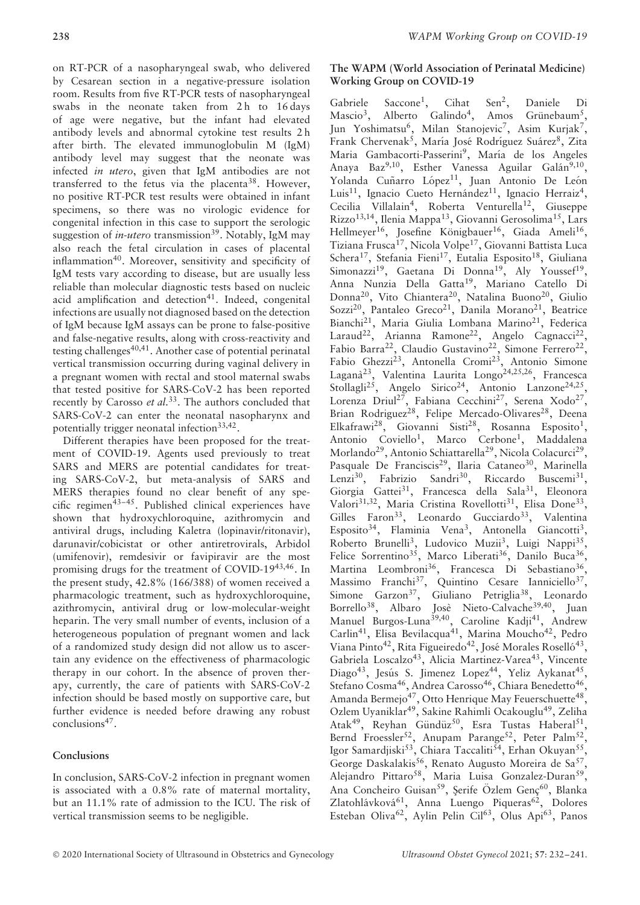on RT-PCR of a nasopharyngeal swab, who delivered by Cesarean section in a negative-pressure isolation room. Results from five RT-PCR tests of nasopharyngeal swabs in the neonate taken from 2 h to 16 days of age were negative, but the infant had elevated antibody levels and abnormal cytokine test results 2 h after birth. The elevated immunoglobulin M (IgM) antibody level may suggest that the neonate was infected *in utero*, given that IgM antibodies are not transferred to the fetus via the placenta[38]. However, no positive RT-PCR test results were obtained in infant specimens, so there was no virologic evidence for congenital infection in this case to support the serologic suggestion of *in-utero* transmission[39]. Notably, IgM may also reach the fetal circulation in cases of placental inflammation[40]. Moreover, sensitivity and specificity of IgM tests vary according to disease, but are usually less reliable than molecular diagnostic tests based on nucleic acid amplification and detection[41]. Indeed, congenital infections are usually not diagnosed based on the detection of IgM because IgM assays can be prone to false-positive and false-negative results, along with cross-reactivity and testing challenges[40,41]. Another case of potential perinatal vertical transmission occurring during vaginal delivery in a pregnant woman with rectal and stool maternal swabs that tested positive for SARS-CoV-2 has been reported recently by Carosso *et al.*[33]. The authors concluded that SARS-CoV-2 can enter the neonatal nasopharynx and potentially trigger neonatal infection[33,42].

Different therapies have been proposed for the treatment of COVID-19. Agents used previously to treat SARS and MERS are potential candidates for treating SARS-CoV-2, but meta-analysis of SARS and MERS therapies found no clear benefit of any specific regimen[43–45]. Published clinical experiences have shown that hydroxychloroquine, azithromycin and antiviral drugs, including Kaletra (lopinavir/ritonavir), darunavir/cobicistat or other antiretrovirals, Arbidol (umifenovir), remdesivir or favipiravir are the most promising drugs for the treatment of COVID-19[43,46]. In the present study, 42.8% (166/388) of women received a pharmacologic treatment, such as hydroxychloroquine, azithromycin, antiviral drug or low-molecular-weight heparin. The very small number of events, inclusion of a heterogeneous population of pregnant women and lack of a randomized study design did not allow us to ascertain any evidence on the effectiveness of pharmacologic therapy in our cohort. In the absence of proven therapy, currently, the care of patients with SARS-CoV-2 infection should be based mostly on supportive care, but further evidence is needed before drawing any robust conclusions[47].

## Conclusions

In conclusion, SARS-CoV-2 infection in pregnant women is associated with a 0.8% rate of maternal mortality, but an 11.1% rate of admission to the ICU. The risk of vertical transmission seems to be negligible.

### The WAPM (World Association of Perinatal Medicine) Working Group on COVID-19

Gabriele Saccone[1], Cihat Sen[2], Daniele Di Mascio[3], Alberto Galindo[4], Amos Grünebaum[5], Jun Yoshimatsu[6], Milan Stanojevic[7], Asim Kurjak[7], Frank Chervenak[5], María José Rodríguez Suárez[8], Zita Maria Gambacorti-Passerini[9], María de los Angeles Anaya Baz[9,10], Esther Vanessa Aguilar Galán[9,10], Yolanda Cuñarro López[11], Juan Antonio De León Luis[11], Ignacio Cueto Hernández[11], Ignacio Herraiz[4], Cecilia Villalain[4], Roberta Venturella[12], Giuseppe Rizzo[13,14], Ilenia Mappa[13], Giovanni Gerosolima[15], Lars Hellmeyer[16], Josefine Königbauer[16], Giada Ameli[16], Tiziana Frusca[17], Nicola Volpe[17], Giovanni Battista Luca Schera[17], Stefania Fieni[17], Eutalia Esposito[18], Giuliana Simonazzi[19], Gaetana Di Donna[19], Aly Youssef[19], Anna Nunzia Della Gatta[19], Mariano Catello Di Donna[20], Vito Chiantera[20], Natalina Buono[20], Giulio Sozzi[20], Pantaleo Greco[21], Danila Morano[21], Beatrice Bianchi[21], Maria Giulia Lombana Marino[21], Federica Laraud[22], Arianna Ramone[22], Angelo Cagnacci[22], Fabio Barra[22], Claudio Gustavino[22], Simone Ferrero[22], Fabio Ghezzi[23], Antonella Cromi[23], Antonio Simone Laganà[23], Valentina Laurita Longo[24,25,26], Francesca Stollagli[25], Angelo Sirico[24], Antonio Lanzone[24,25], Lorenza Driul[27], Fabiana Cecchini[27], Serena Xodo[27], Brian Rodriguez[28], Felipe Mercado-Olivares[28], Deena Elkafrawi[28], Giovanni Sisti[28], Rosanna Esposito[1], Antonio Coviello[1], Marco Cerbone[1], Maddalena Morlando[29], Antonio Schiattarella[29], Nicola Colacurci[29], Pasquale De Franciscis[29], Ilaria Cataneo[30], Marinella Lenzi[30], Fabrizio Sandri[30], Riccardo Buscemi[31], Giorgia Gattei[31], Francesca della Sala[31], Eleonora Valori[31,32], Maria Cristina Rovellotti[31], Elisa Done[33], Gilles Faron[33], Leonardo Gucciardo[33], Valentina Esposito[34], Flaminia Vena[3], Antonella Giancotti[3], Roberto Brunelli[3], Ludovico Muzii[3], Luigi Nappi[35], Felice Sorrentino[35], Marco Liberati[36], Danilo Buca[36], Martina Leombroni[36], Francesca Di Sebastiano[36], Massimo Franchi[37], Quintino Cesare Ianniciello[37], Simone Garzon[37], Giuliano Petriglia[38], Leonardo Borrello[38], Albaro Josè Nieto-Calvache[39,40], Juan Manuel Burgos-Luna[39,40], Caroline Kadji[41], Andrew Carlin[41], Elisa Bevilacqua[41], Marina Moucho[42], Pedro Viana Pinto[42], Rita Figueiredo[42], José Morales Roselló[43], Gabriela Loscalzo[43], Alicia Martinez-Varea[43], Vincente Diago[43], Jesús S. Jimenez Lopez[44], Yeliz Aykanat[45], Stefano Cosma[46], Andrea Carosso[46], Chiara Benedetto[46], Amanda Bermejo[47], Otto Henrique May Feuerschuette[48], Ozlem Uyaniklar[49], Sakine Rahimli Ocakouglu[49], Zeliha Atak[49], Reyhan Gündüz[50], Esra Tustas Haberal[51], Bernd Froessler[52], Anupam Parange[52], Peter Palm[52], Igor Samardjiski[53], Chiara Taccaliti[54], Erhan Okuyan[55], George Daskalakis[56], Renato Augusto Moreira de Sa[57], Alejandro Pittaro[58], Maria Luisa Gonzalez-Duran[59], Ana Concheiro Guisan[59], Şerife Özlem Genç[60], Blanka Zlatohlávková[61], Anna Luengo Piqueras[62], Dolores Esteban Oliva[62], Aylin Pelin Cil[63], Olus Api[63], Panos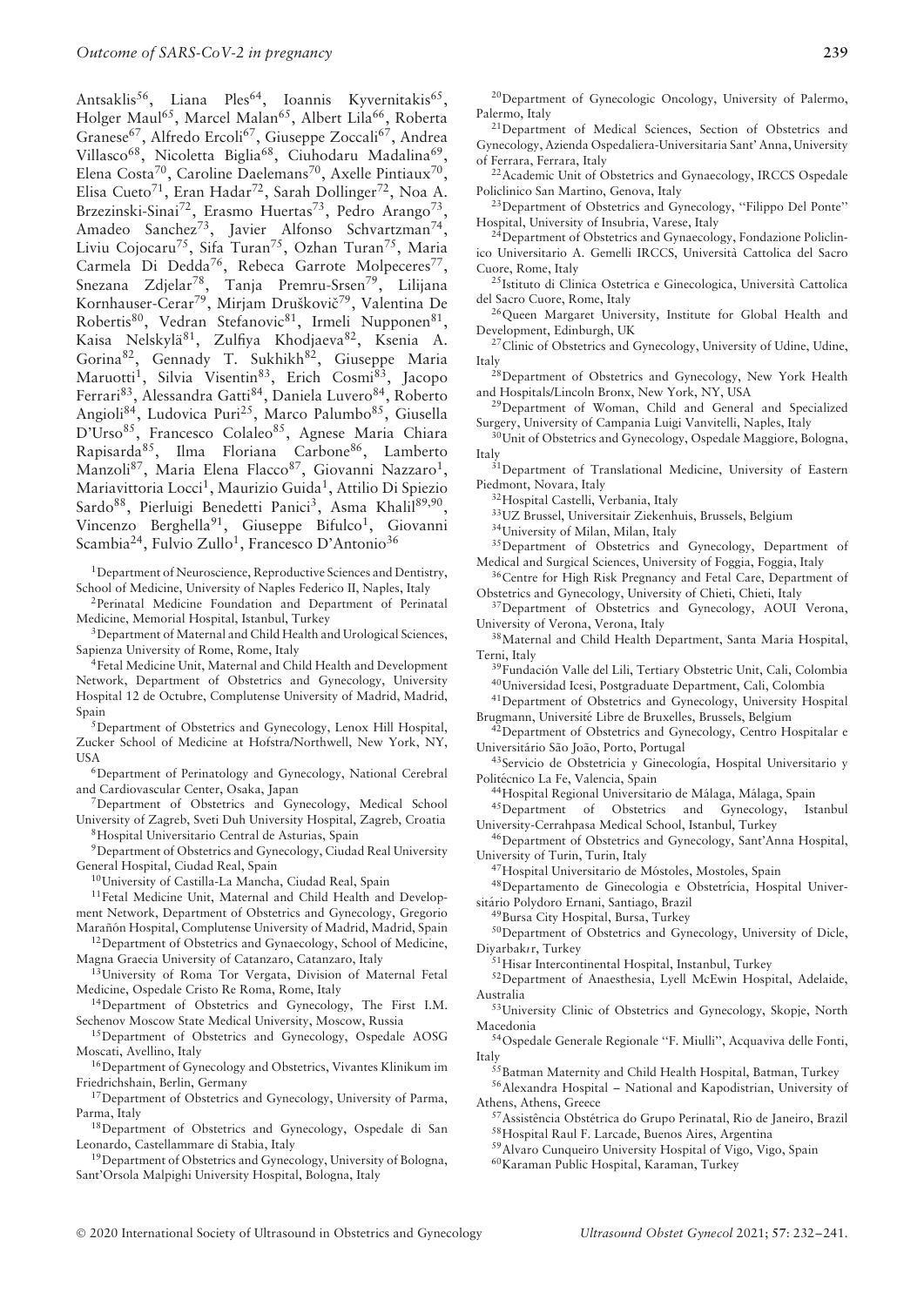Antsaklis[56], Liana Ples[64], Ioannis Kyvernitakis[65], Holger Maul[65], Marcel Malan[65], Albert Lila[66], Roberta Granese[67], Alfredo Ercoli[67], Giuseppe Zoccali[67], Andrea Villasco[68], Nicoletta Biglia[68], Ciuhodaru Madalina[69], Elena Costa[70], Caroline Daelemans[70], Axelle Pintiaux[70], Elisa Cueto[71], Eran Hadar[72], Sarah Dollinger[72], Noa A. Brzezinski-Sinai[72], Erasmo Huertas[73], Pedro Arango[73], Amadeo Sanchez[73], Javier Alfonso Schvartzman[74], Liviu Cojocaru[75], Sifa Turan[75], Ozhan Turan[75], Maria Carmela Di Dedda[76], Rebeca Garrote Molpeceres[77], Snezana Zdjelar[78], Tanja Premru-Srsen[79], Lilijana Kornhauser-Cerar[79], Mirjam Druškovič[79], Valentina De Robertis[80], Vedran Stefanovic[81], Irmeli Nupponen[81], Kaisa Nelskylä[81], Zulfiya Khodjaeva[82], Ksenia A. Gorina[82], Gennady T. Sukhikh[82], Giuseppe Maria Maruotti[1], Silvia Visentin[83], Erich Cosmi[83], Jacopo Ferrari[83], Alessandra Gatti[84], Daniela Luvero[84], Roberto Angioli[84], Ludovica Puri[25], Marco Palumbo[85], Giusella D'Urso[85], Francesco Colaleo[85], Agnese Maria Chiara Rapisarda[85], Ilma Floriana Carbone[86], Lamberto Manzoli[87], Maria Elena Flacco[87], Giovanni Nazzaro[1], Mariavittoria Locci[1], Maurizio Guida[1], Attilio Di Spiezio Sardo[88], Pierluigi Benedetti Panici[3], Asma Khalil[89,90], Vincenzo Berghella[91], Giuseppe Bifulco[1], Giovanni Scambia[24], Fulvio Zullo[1], Francesco D'Antonio[36]

[1]Department of Neuroscience, Reproductive Sciences and Dentistry, School of Medicine, University of Naples Federico II, Naples, Italy

[2]Perinatal Medicine Foundation and Department of Perinatal Medicine, Memorial Hospital, Istanbul, Turkey

[3]Department of Maternal and Child Health and Urological Sciences, Sapienza University of Rome, Rome, Italy

[4]Fetal Medicine Unit, Maternal and Child Health and Development Network, Department of Obstetrics and Gynecology, University Hospital 12 de Octubre, Complutense University of Madrid, Madrid, Spain

[5]Department of Obstetrics and Gynecology, Lenox Hill Hospital, Zucker School of Medicine at Hofstra/Northwell, New York, NY, USA

[6]Department of Perinatology and Gynecology, National Cerebral and Cardiovascular Center, Osaka, Japan

[7]Department of Obstetrics and Gynecology, Medical School University of Zagreb, Sveti Duh University Hospital, Zagreb, Croatia

[8]Hospital Universitario Central de Asturias, Spain

[9]Department of Obstetrics and Gynecology, Ciudad Real University General Hospital, Ciudad Real, Spain

[10]University of Castilla-La Mancha, Ciudad Real, Spain

[11]Fetal Medicine Unit, Maternal and Child Health and Development Network, Department of Obstetrics and Gynecology, Gregorio Marañón Hospital, Complutense University of Madrid, Madrid, Spain

[12]Department of Obstetrics and Gynaecology, School of Medicine, Magna Graecia University of Catanzaro, Catanzaro, Italy

[13]University of Roma Tor Vergata, Division of Maternal Fetal Medicine, Ospedale Cristo Re Roma, Rome, Italy

[14]Department of Obstetrics and Gynecology, The First I.M. Sechenov Moscow State Medical University, Moscow, Russia

[15]Department of Obstetrics and Gynecology, Ospedale AOSG Moscati, Avellino, Italy

[16]Department of Gynecology and Obstetrics, Vivantes Klinikum im Friedrichshain, Berlin, Germany

[17]Department of Obstetrics and Gynecology, University of Parma, Parma, Italy

[18]Department of Obstetrics and Gynecology, Ospedale di San Leonardo, Castellammare di Stabia, Italy

[19]Department of Obstetrics and Gynecology, University of Bologna, Sant'Orsola Malpighi University Hospital, Bologna, Italy

[20]Department of Gynecologic Oncology, University of Palermo, Palermo, Italy

[21]Department of Medical Sciences, Section of Obstetrics and Gynecology, Azienda Ospedaliera-Universitaria Sant' Anna, University of Ferrara, Ferrara, Italy

[22]Academic Unit of Obstetrics and Gynaecology, IRCCS Ospedale Policlinico San Martino, Genova, Italy

[23]Department of Obstetrics and Gynecology, "Filippo Del Ponte" Hospital, University of Insubria, Varese, Italy

[24]Department of Obstetrics and Gynaecology, Fondazione Policlinico Universitario A. Gemelli IRCCS, Università Cattolica del Sacro Cuore, Rome, Italy

[25]Istituto di Clinica Ostetrica e Ginecologica, Università Cattolica del Sacro Cuore, Rome, Italy

[26]Queen Margaret University, Institute for Global Health and Development, Edinburgh, UK

[27]Clinic of Obstetrics and Gynecology, University of Udine, Udine, Italy

[28]Department of Obstetrics and Gynecology, New York Health and Hospitals/Lincoln Bronx, New York, NY, USA

[29]Department of Woman, Child and General and Specialized Surgery, University of Campania Luigi Vanvitelli, Naples, Italy

[30]Unit of Obstetrics and Gynecology, Ospedale Maggiore, Bologna, Italy

[31]Department of Translational Medicine, University of Eastern Piedmont, Novara, Italy

[32]Hospital Castelli, Verbania, Italy

[33]UZ Brussel, Universitair Ziekenhuis, Brussels, Belgium

[34]University of Milan, Milan, Italy

[35]Department of Obstetrics and Gynecology, Department of Medical and Surgical Sciences, University of Foggia, Foggia, Italy

[36]Centre for High Risk Pregnancy and Fetal Care, Department of Obstetrics and Gynecology, University of Chieti, Chieti, Italy

[37]Department of Obstetrics and Gynecology, AOUI Verona, University of Verona, Verona, Italy

[38]Maternal and Child Health Department, Santa Maria Hospital, Terni, Italy

[39]Fundación Valle del Lili, Tertiary Obstetric Unit, Cali, Colombia

[40]Universidad Icesi, Postgraduate Department, Cali, Colombia

[41]Department of Obstetrics and Gynecology, University Hospital Brugmann, Université Libre de Bruxelles, Brussels, Belgium

[42]Department of Obstetrics and Gynecology, Centro Hospitalar e Universitário São João, Porto, Portugal

[43]Servicio de Obstetricia y Ginecología, Hospital Universitario y Politécnico La Fe, Valencia, Spain

[44]Hospital Regional Universitario de Málaga, Málaga, Spain

[45]Department of Obstetrics and Gynecology, Istanbul University-Cerrahpasa Medical School, Istanbul, Turkey

[46]Department of Obstetrics and Gynecology, Sant'Anna Hospital, University of Turin, Turin, Italy

[47]Hospital Universitario de Móstoles, Mostoles, Spain

[48]Departamento de Ginecologia e Obstetrícia, Hospital Universitário Polydoro Ernani, Santiago, Brazil

[49]Bursa City Hospital, Bursa, Turkey

[50]Department of Obstetrics and Gynecology, University of Dicle, Diyarbakır, Turkey

[51]Hisar Intercontinental Hospital, Instanbul, Turkey

[52]Department of Anaesthesia, Lyell McEwin Hospital, Adelaide, Australia

[53]University Clinic of Obstetrics and Gynecology, Skopje, North Macedonia

[54]Ospedale Generale Regionale "F. Miulli", Acquaviva delle Fonti, Italy

[55]Batman Maternity and Child Health Hospital, Batman, Turkey

[56]Alexandra Hospital – National and Kapodistrian, University of Athens, Athens, Greece

[57]Assistência Obstétrica do Grupo Perinatal, Rio de Janeiro, Brazil

[58]Hospital Raul F. Larcade, Buenos Aires, Argentina

[59]Alvaro Cunqueiro University Hospital of Vigo, Vigo, Spain

[60]Karaman Public Hospital, Karaman, Turkey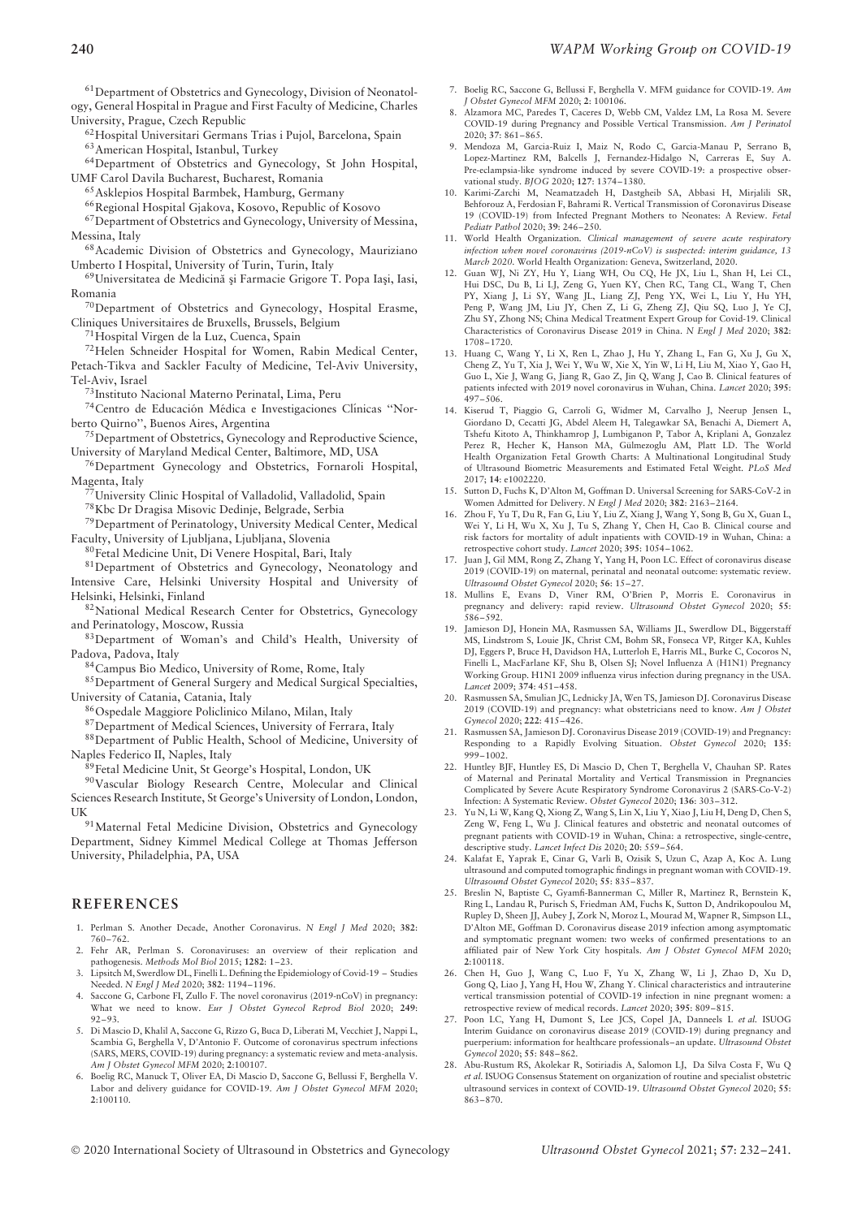[61]Department of Obstetrics and Gynecology, Division of Neonatology, General Hospital in Prague and First Faculty of Medicine, Charles University, Prague, Czech Republic

[62]Hospital Universitari Germans Trias i Pujol, Barcelona, Spain

[63]American Hospital, Istanbul, Turkey

[64]Department of Obstetrics and Gynecology, St John Hospital, UMF Carol Davila Bucharest, Bucharest, Romania

[65]Asklepios Hospital Barmbek, Hamburg, Germany

[66]Regional Hospital Gjakova, Kosovo, Republic of Kosovo

[67]Department of Obstetrics and Gynecology, University of Messina, Messina, Italy

[68]Academic Division of Obstetrics and Gynecology, Mauriziano Umberto I Hospital, University of Turin, Turin, Italy

[69]Universitatea de Medicină şi Farmacie Grigore T. Popa Iaşi, Iasi, Romania

[70]Department of Obstetrics and Gynecology, Hospital Erasme, Cliniques Universitaires de Bruxells, Brussels, Belgium

[71]Hospital Virgen de la Luz, Cuenca, Spain

[72]Helen Schneider Hospital for Women, Rabin Medical Center, Petach-Tikva and Sackler Faculty of Medicine, Tel-Aviv University, Tel-Aviv, Israel

[73]Instituto Nacional Materno Perinatal, Lima, Peru

[74]Centro de Educación Médica e Investigaciones Clínicas "Norberto Quirno", Buenos Aires, Argentina

[75]Department of Obstetrics, Gynecology and Reproductive Science, University of Maryland Medical Center, Baltimore, MD, USA

[76]Department Gynecology and Obstetrics, Fornaroli Hospital, Magenta, Italy

[77]University Clinic Hospital of Valladolid, Valladolid, Spain

[78]Kbc Dr Dragisa Misovic Dedinje, Belgrade, Serbia

[79]Department of Perinatology, University Medical Center, Medical Faculty, University of Ljubljana, Ljubljana, Slovenia

[80]Fetal Medicine Unit, Di Venere Hospital, Bari, Italy

[81]Department of Obstetrics and Gynecology, Neonatology and Intensive Care, Helsinki University Hospital and University of Helsinki, Helsinki, Finland

[82]National Medical Research Center for Obstetrics, Gynecology and Perinatology, Moscow, Russia

[83]Department of Woman's and Child's Health, University of Padova, Padova, Italy

[84]Campus Bio Medico, University of Rome, Rome, Italy

[85]Department of General Surgery and Medical Surgical Specialties, University of Catania, Catania, Italy

[86]Ospedale Maggiore Policlinico Milano, Milan, Italy

[87]Department of Medical Sciences, University of Ferrara, Italy

[88]Department of Public Health, School of Medicine, University of Naples Federico II, Naples, Italy

[89]Fetal Medicine Unit, St George's Hospital, London, UK

[90]Vascular Biology Research Centre, Molecular and Clinical Sciences Research Institute, St George's University of London, London, UK

[91]Maternal Fetal Medicine Division, Obstetrics and Gynecology Department, Sidney Kimmel Medical College at Thomas Jefferson University, Philadelphia, PA, USA

## REFERENCES

1. Perlman S. Another Decade, Another Coronavirus. *N Engl J Med* 2020; **382**: 760–762.
2. Fehr AR, Perlman S. Coronaviruses: an overview of their replication and pathogenesis. *Methods Mol Biol* 2015; **1282**: 1–23.
3. Lipsitch M, Swerdlow DL, Finelli L. Defining the Epidemiology of Covid-19 – Studies Needed. *N Engl J Med* 2020; **382**: 1194–1196.
4. Saccone G, Carbone FI, Zullo F. The novel coronavirus (2019-nCoV) in pregnancy: What we need to know. *Eur J Obstet Gynecol Reprod Biol* 2020; **249**: 92–93.
5. Di Mascio D, Khalil A, Saccone G, Rizzo G, Buca D, Liberati M, Vecchiet J, Nappi L, Scambia G, Berghella V, D'Antonio F. Outcome of coronavirus spectrum infections (SARS, MERS, COVID-19) during pregnancy: a systematic review and meta-analysis. *Am J Obstet Gynecol MFM* 2020; **2**:100107.
6. Boelig RC, Manuck T, Oliver EA, Di Mascio D, Saccone G, Bellussi F, Berghella V. Labor and delivery guidance for COVID-19. *Am J Obstet Gynecol MFM* 2020; **2**:100110.
7. Boelig RC, Saccone G, Bellussi F, Berghella V. MFM guidance for COVID-19. *Am J Obstet Gynecol MFM* 2020; **2**: 100106.
8. Alzamora MC, Paredes T, Caceres D, Webb CM, Valdez LM, La Rosa M. Severe COVID-19 during Pregnancy and Possible Vertical Transmission. *Am J Perinatol* 2020; **37**: 861–865.
9. Mendoza M, Garcia-Ruiz I, Maiz N, Rodo C, Garcia-Manau P, Serrano B, Lopez-Martinez RM, Balcells J, Fernandez-Hidalgo N, Carreras E, Suy A. Pre-eclampsia-like syndrome induced by severe COVID-19: a prospective observational study. *BJOG* 2020; **127**: 1374–1380.
10. Karimi-Zarchi M, Neamatzadeh H, Dastgheib SA, Abbasi H, Mirjalili SR, Behforouz A, Ferdosian F, Bahrami R. Vertical Transmission of Coronavirus Disease 19 (COVID-19) from Infected Pregnant Mothers to Neonates: A Review. *Fetal Pediatr Pathol* 2020; **39**: 246–250.
11. World Health Organization. *Clinical management of severe acute respiratory infection when novel coronavirus (2019-nCoV) is suspected: interim guidance, 13 March 2020*. World Health Organization: Geneva, Switzerland, 2020.
12. Guan WJ, Ni ZY, Hu Y, Liang WH, Ou CQ, He JX, Liu L, Shan H, Lei CL, Hui DSC, Du B, Li LJ, Zeng G, Yuen KY, Chen RC, Tang CL, Wang T, Chen PY, Xiang J, Li SY, Wang JL, Liang ZJ, Peng YX, Wei L, Liu Y, Hu YH, Peng P, Wang JM, Liu JY, Chen Z, Li G, Zheng ZJ, Qiu SQ, Luo J, Ye CJ, Zhu SY, Zhong NS; China Medical Treatment Expert Group for Covid-19. Clinical Characteristics of Coronavirus Disease 2019 in China. *N Engl J Med* 2020; **382**: 1708–1720.
13. Huang C, Wang Y, Li X, Ren L, Zhao J, Hu Y, Zhang L, Fan G, Xu J, Gu X, Cheng Z, Yu T, Xia J, Wei Y, Wu W, Xie X, Yin W, Li H, Liu M, Xiao Y, Gao H, Guo L, Xie J, Wang G, Jiang R, Gao Z, Jin Q, Wang J, Cao B. Clinical features of patients infected with 2019 novel coronavirus in Wuhan, China. *Lancet* 2020; **395**: 497–506.
14. Kiserud T, Piaggio G, Carroli G, Widmer M, Carvalho J, Neerup Jensen L, Giordano D, Cecatti JG, Abdel Aleem H, Talegawkar SA, Benachi A, Diemert A, Tshefu Kitoto A, Thinkhamrop J, Lumbiganon P, Tabor A, Kriplani A, Gonzalez Perez R, Hecher K, Hanson MA, Gülmezoglu AM, Platt LD. The World Health Organization Fetal Growth Charts: A Multinational Longitudinal Study of Ultrasound Biometric Measurements and Estimated Fetal Weight. *PLoS Med* 2017; **14**: e1002220.
15. Sutton D, Fuchs K, D'Alton M, Goffman D. Universal Screening for SARS-CoV-2 in Women Admitted for Delivery. *N Engl J Med* 2020; **382**: 2163–2164.
16. Zhou F, Yu T, Du R, Fan G, Liu Y, Liu Z, Xiang J, Wang Y, Song B, Gu X, Guan L, Wei Y, Li H, Wu X, Xu J, Tu S, Zhang Y, Chen H, Cao B. Clinical course and risk factors for mortality of adult inpatients with COVID-19 in Wuhan, China: a retrospective cohort study. *Lancet* 2020; **395**: 1054–1062.
17. Juan J, Gil MM, Rong Z, Zhang Y, Yang H, Poon LC. Effect of coronavirus disease 2019 (COVID-19) on maternal, perinatal and neonatal outcome: systematic review. *Ultrasound Obstet Gynecol* 2020; **56**: 15–27.
18. Mullins E, Evans D, Viner RM, O'Brien P, Morris E. Coronavirus in pregnancy and delivery: rapid review. *Ultrasound Obstet Gynecol* 2020; **55**: 586–592.
19. Jamieson DJ, Honein MA, Rasmussen SA, Williams JL, Swerdlow DL, Biggerstaff MS, Lindstrom S, Louie JK, Christ CM, Bohm SR, Fonseca VP, Ritger KA, Kuhles DJ, Eggers P, Bruce H, Davidson HA, Lutterloh E, Harris ML, Burke C, Cocoros N, Finelli L, MacFarlane KF, Shu B, Olsen SJ; Novel Influenza A (H1N1) Pregnancy Working Group. H1N1 2009 influenza virus infection during pregnancy in the USA. *Lancet* 2009; **374**: 451–458.
20. Rasmussen SA, Smulian JC, Lednicky JA, Wen TS, Jamieson DJ. Coronavirus Disease 2019 (COVID-19) and pregnancy: what obstetricians need to know. *Am J Obstet Gynecol* 2020; **222**: 415–426.
21. Rasmussen SA, Jamieson DJ. Coronavirus Disease 2019 (COVID-19) and Pregnancy: Responding to a Rapidly Evolving Situation. *Obstet Gynecol* 2020; **135**: 999–1002.
22. Huntley BJF, Huntley ES, Di Mascio D, Chen T, Berghella V, Chauhan SP. Rates of Maternal and Perinatal Mortality and Vertical Transmission in Pregnancies Complicated by Severe Acute Respiratory Syndrome Coronavirus 2 (SARS-Co-V-2) Infection: A Systematic Review. *Obstet Gynecol* 2020; **136**: 303–312.
23. Yu N, Li W, Kang Q, Xiong Z, Wang S, Lin X, Liu Y, Xiao J, Liu H, Deng D, Chen S, Zeng W, Feng L, Wu J. Clinical features and obstetric and neonatal outcomes of pregnant patients with COVID-19 in Wuhan, China: a retrospective, single-centre, descriptive study. *Lancet Infect Dis* 2020; **20**: 559–564.
24. Kalafat E, Yaprak E, Cinar G, Varli B, Ozisik S, Uzun C, Azap A, Koc A. Lung ultrasound and computed tomographic findings in pregnant woman with COVID-19. *Ultrasound Obstet Gynecol* 2020; **55**: 835–837.
25. Breslin N, Baptiste C, Gyamfi-Bannerman C, Miller R, Martinez R, Bernstein K, Ring L, Landau R, Purisch S, Friedman AM, Fuchs K, Sutton D, Andrikopoulou M, Rupley D, Sheen JJ, Aubey J, Zork N, Moroz L, Mourad M, Wapner R, Simpson LL, D'Alton ME, Goffman D. Coronavirus disease 2019 infection among asymptomatic and symptomatic pregnant women: two weeks of confirmed presentations to an affiliated pair of New York City hospitals. *Am J Obstet Gynecol MFM* 2020; **2**:100118.
26. Chen H, Guo J, Wang C, Luo F, Yu X, Zhang W, Li J, Zhao D, Xu D, Gong Q, Liao J, Yang H, Hou W, Zhang Y. Clinical characteristics and intrauterine vertical transmission potential of COVID-19 infection in nine pregnant women: a retrospective review of medical records. *Lancet* 2020; **395**: 809–815.
27. Poon LC, Yang H, Dumont S, Lee JCS, Copel JA, Danneels L *et al.* ISUOG Interim Guidance on coronavirus disease 2019 (COVID-19) during pregnancy and puerperium: information for healthcare professionals–an update. *Ultrasound Obstet Gynecol* 2020; **55**: 848–862.
28. Abu-Rustum RS, Akolekar R, Sotiriadis A, Salomon LJ, Da Silva Costa F, Wu Q *et al.* ISUOG Consensus Statement on organization of routine and specialist obstetric ultrasound services in context of COVID-19. *Ultrasound Obstet Gynecol* 2020; **55**: 863–870.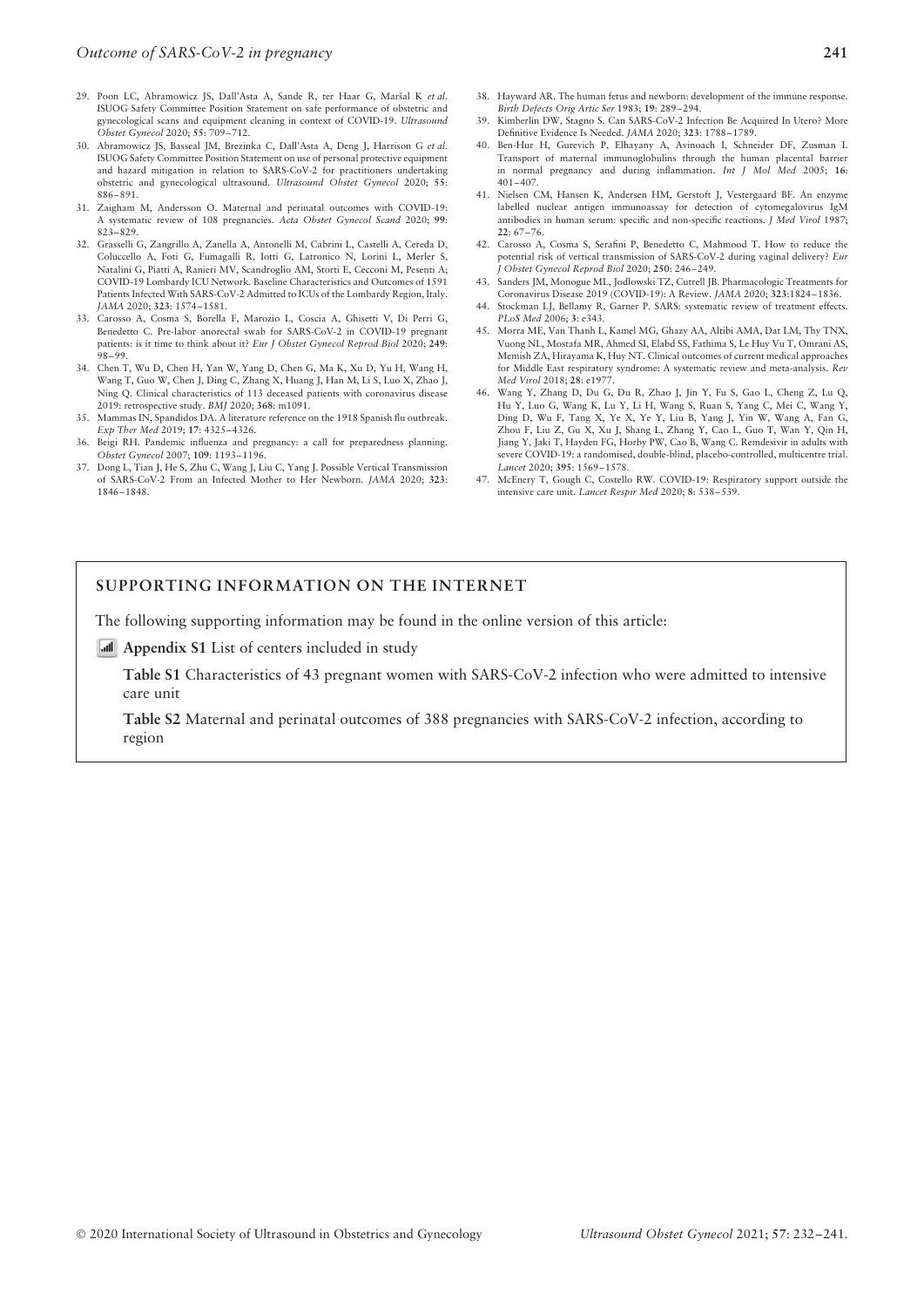29. Poon LC, Abramowicz JS, Dall'Asta A, Sande R, ter Haar G, Maršál K *et al*. ISUOG Safety Committee Position Statement on safe performance of obstetric and gynecological scans and equipment cleaning in context of COVID-19. *Ultrasound Obstet Gynecol* 2020; **55**: 709–712.
30. Abramowicz JS, Basseal JM, Brezinka C, Dall'Asta A, Deng J, Harrison G *et al*. ISUOG Safety Committee Position Statement on use of personal protective equipment and hazard mitigation in relation to SARS-CoV-2 for practitioners undertaking obstetric and gynecological ultrasound. *Ultrasound Obstet Gynecol* 2020; **55**: 886–891.
31. Zaigham M, Andersson O. Maternal and perinatal outcomes with COVID-19: A systematic review of 108 pregnancies. *Acta Obstet Gynecol Scand* 2020; **99**: 823–829.
32. Grasselli G, Zangrillo A, Zanella A, Antonelli M, Cabrini L, Castelli A, Cereda D, Coluccello A, Foti G, Fumagalli R, Iotti G, Latronico N, Lorini L, Merler S, Natalini G, Piatti A, Ranieri MV, Scandroglio AM, Storti E, Cecconi M, Pesenti A; COVID-19 Lombardy ICU Network. Baseline Characteristics and Outcomes of 1591 Patients Infected With SARS-CoV-2 Admitted to ICUs of the Lombardy Region, Italy. *JAMA* 2020; **323**: 1574–1581.
33. Carosso A, Cosma S, Borella F, Marozio L, Coscia A, Ghisetti V, Di Perri G, Benedetto C. Pre-labor anorectal swab for SARS-CoV-2 in COVID-19 pregnant patients: is it time to think about it? *Eur J Obstet Gynecol Reprod Biol* 2020; **249**: 98–99.
34. Chen T, Wu D, Chen H, Yan W, Yang D, Chen G, Ma K, Xu D, Yu H, Wang H, Wang T, Guo W, Chen J, Ding C, Zhang X, Huang J, Han M, Li S, Luo X, Zhao J, Ning Q. Clinical characteristics of 113 deceased patients with coronavirus disease 2019: retrospective study. *BMJ* 2020; **368**: m1091.
35. Mammas IN, Spandidos DA. A literature reference on the 1918 Spanish flu outbreak. *Exp Ther Med* 2019; **17**: 4325–4326.
36. Beigi RH. Pandemic influenza and pregnancy: a call for preparedness planning. *Obstet Gynecol* 2007; **109**: 1193–1196.
37. Dong L, Tian J, He S, Zhu C, Wang J, Liu C, Yang J. Possible Vertical Transmission of SARS-CoV-2 From an Infected Mother to Her Newborn. *JAMA* 2020; **323**: 1846–1848.
38. Hayward AR. The human fetus and newborn: development of the immune response. *Birth Defects Orig Artic Ser* 1983; **19**: 289–294.
39. Kimberlin DW, Stagno S. Can SARS-CoV-2 Infection Be Acquired In Utero? More Definitive Evidence Is Needed. *JAMA* 2020; **323**: 1788–1789.
40. Ben-Hur H, Gurevich P, Elhayany A, Avinoach I, Schneider DF, Zusman I. Transport of maternal immunoglobulins through the human placental barrier in normal pregnancy and during inflammation. *Int J Mol Med* 2005; **16**: 401–407.
41. Nielsen CM, Hansen K, Andersen HM, Gerstoft J, Vestergaard BF. An enzyme labelled nuclear antigen immunoassay for detection of cytomegalovirus IgM antibodies in human serum: specific and non-specific reactions. *J Med Virol* 1987; **22**: 67–76.
42. Carosso A, Cosma S, Serafini P, Benedetto C, Mahmood T. How to reduce the potential risk of vertical transmission of SARS-CoV-2 during vaginal delivery? *Eur J Obstet Gynecol Reprod Biol* 2020; **250**: 246–249.
43. Sanders JM, Monogue ML, Jodlowski TZ, Cutrell JB. Pharmacologic Treatments for Coronavirus Disease 2019 (COVID-19): A Review. *JAMA* 2020; **323**:1824–1836.
44. Stockman LJ, Bellamy R, Garner P. SARS: systematic review of treatment effects. *PLoS Med* 2006; **3**: e343.
45. Morra ME, Van Thanh L, Kamel MG, Ghazy AA, Altibi AMA, Dat LM, Thy TNX, Vuong NL, Mostafa MR, Ahmed SI, Elabd SS, Fathima S, Le Huy Vu T, Omrani AS, Memish ZA, Hirayama K, Huy NT. Clinical outcomes of current medical approaches for Middle East respiratory syndrome: A systematic review and meta-analysis. *Rev Med Virol* 2018; **28**: e1977.
46. Wang Y, Zhang D, Du G, Du R, Zhao J, Jin Y, Fu S, Gao L, Cheng Z, Lu Q, Hu Y, Luo G, Wang K, Lu Y, Li H, Wang S, Ruan S, Yang C, Mei C, Wang Y, Ding D, Wu F, Tang X, Ye X, Ye Y, Liu B, Yang J, Yin W, Wang A, Fan G, Zhou F, Liu Z, Gu X, Xu J, Shang L, Zhang Y, Cao L, Guo T, Wan Y, Qin H, Jiang Y, Jaki T, Hayden FG, Horby PW, Cao B, Wang C. Remdesivir in adults with severe COVID-19: a randomised, double-blind, placebo-controlled, multicentre trial. *Lancet* 2020; **395**: 1569–1578.
47. McEnery T, Gough C, Costello RW. COVID-19: Respiratory support outside the intensive care unit. *Lancet Respir Med* 2020; **8**: 538–539.

## SUPPORTING INFORMATION ON THE INTERNET

The following supporting information may be found in the online version of this article:

**Appendix S1** List of centers included in study

**Table S1** Characteristics of 43 pregnant women with SARS-CoV-2 infection who were admitted to intensive care unit

**Table S2** Maternal and perinatal outcomes of 388 pregnancies with SARS-CoV-2 infection, according to region